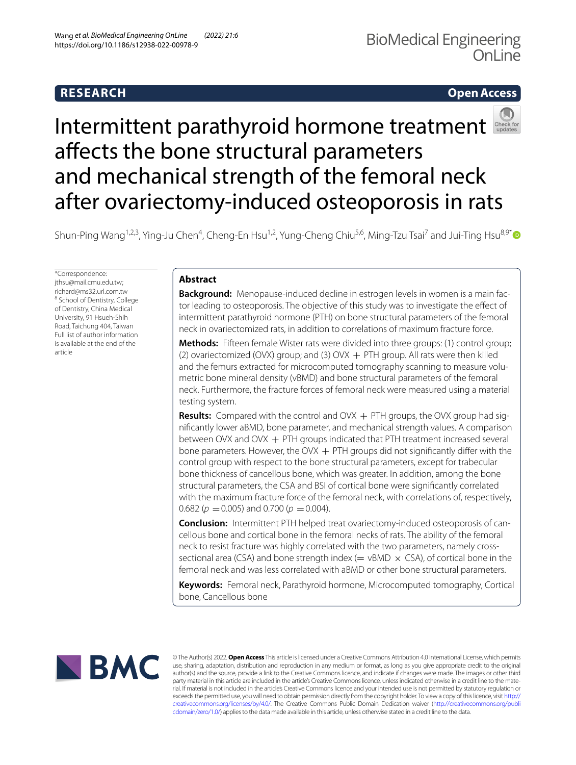RESEARCH

Open Access

# Intermittent parathyroid hormone treatment affects the bone structural parameters and mechanical strength of the femoral neck after ovariectomy-induced osteoporosis in rats

Shun-Ping Wang[1,2,3], Ying-Ju Chen[4], Cheng-En Hsu[1,2], Yung-Cheng Chiu[5,6], Ming-Tzu Tsai[7] and Jui-Ting Hsu[8,9*]

*Correspondence: jthsu@mail.cmu.edu.tw; richard@ms32.url.com.tw
[8] School of Dentistry, College of Dentistry, China Medical University, 91 Hsueh-Shih Road, Taichung 404, Taiwan
Full list of author information is available at the end of the article

## Abstract

**Background:** Menopause-induced decline in estrogen levels in women is a main factor leading to osteoporosis. The objective of this study was to investigate the effect of intermittent parathyroid hormone (PTH) on bone structural parameters of the femoral neck in ovariectomized rats, in addition to correlations of maximum fracture force.

**Methods:** Fifteen female Wister rats were divided into three groups: (1) control group; (2) ovariectomized (OVX) group; and (3) OVX + PTH group. All rats were then killed and the femurs extracted for microcomputed tomography scanning to measure volumetric bone mineral density (vBMD) and bone structural parameters of the femoral neck. Furthermore, the fracture forces of femoral neck were measured using a material testing system.

**Results:** Compared with the control and OVX + PTH groups, the OVX group had significantly lower aBMD, bone parameter, and mechanical strength values. A comparison between OVX and OVX + PTH groups indicated that PTH treatment increased several bone parameters. However, the OVX + PTH groups did not significantly differ with the control group with respect to the bone structural parameters, except for trabecular bone thickness of cancellous bone, which was greater. In addition, among the bone structural parameters, the CSA and BSI of cortical bone were significantly correlated with the maximum fracture force of the femoral neck, with correlations of, respectively, 0.682 ($p = 0.005$) and 0.700 ($p = 0.004$).

**Conclusion:** Intermittent PTH helped treat ovariectomy-induced osteoporosis of cancellous bone and cortical bone in the femoral necks of rats. The ability of the femoral neck to resist fracture was highly correlated with the two parameters, namely cross-sectional area (CSA) and bone strength index (= vBMD × CSA), of cortical bone in the femoral neck and was less correlated with aBMD or other bone structural parameters.

**Keywords:** Femoral neck, Parathyroid hormone, Microcomputed tomography, Cortical bone, Cancellous bone

© The Author(s) 2022. **Open Access** This article is licensed under a Creative Commons Attribution 4.0 International License, which permits use, sharing, adaptation, distribution and reproduction in any medium or format, as long as you give appropriate credit to the original author(s) and the source, provide a link to the Creative Commons licence, and indicate if changes were made. The images or other third party material in this article are included in the article's Creative Commons licence, unless indicated otherwise in a credit line to the material. If material is not included in the article's Creative Commons licence and your intended use is not permitted by statutory regulation or exceeds the permitted use, you will need to obtain permission directly from the copyright holder. To view a copy of this licence, visit http://creativecommons.org/licenses/by/4.0/. The Creative Commons Public Domain Dedication waiver (http://creativecommons.org/publicdomain/zero/1.0/) applies to the data made available in this article, unless otherwise stated in a credit line to the data.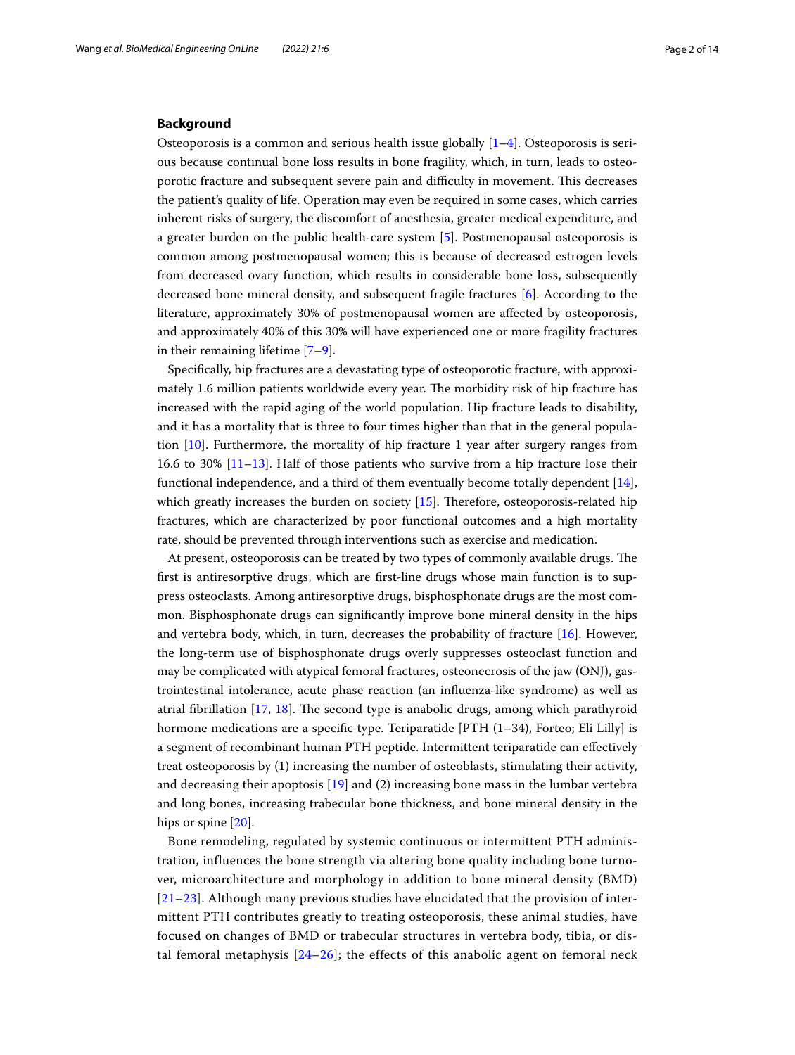## Background

Osteoporosis is a common and serious health issue globally [1–4]. Osteoporosis is serious because continual bone loss results in bone fragility, which, in turn, leads to osteoporotic fracture and subsequent severe pain and difficulty in movement. This decreases the patient's quality of life. Operation may even be required in some cases, which carries inherent risks of surgery, the discomfort of anesthesia, greater medical expenditure, and a greater burden on the public health-care system [5]. Postmenopausal osteoporosis is common among postmenopausal women; this is because of decreased estrogen levels from decreased ovary function, which results in considerable bone loss, subsequently decreased bone mineral density, and subsequent fragile fractures [6]. According to the literature, approximately 30% of postmenopausal women are affected by osteoporosis, and approximately 40% of this 30% will have experienced one or more fragility fractures in their remaining lifetime [7–9].

Specifically, hip fractures are a devastating type of osteoporotic fracture, with approximately 1.6 million patients worldwide every year. The morbidity risk of hip fracture has increased with the rapid aging of the world population. Hip fracture leads to disability, and it has a mortality that is three to four times higher than that in the general population [10]. Furthermore, the mortality of hip fracture 1 year after surgery ranges from 16.6 to 30% [11–13]. Half of those patients who survive from a hip fracture lose their functional independence, and a third of them eventually become totally dependent [14], which greatly increases the burden on society [15]. Therefore, osteoporosis-related hip fractures, which are characterized by poor functional outcomes and a high mortality rate, should be prevented through interventions such as exercise and medication.

At present, osteoporosis can be treated by two types of commonly available drugs. The first is antiresorptive drugs, which are first-line drugs whose main function is to suppress osteoclasts. Among antiresorptive drugs, bisphosphonate drugs are the most common. Bisphosphonate drugs can significantly improve bone mineral density in the hips and vertebra body, which, in turn, decreases the probability of fracture [16]. However, the long-term use of bisphosphonate drugs overly suppresses osteoclast function and may be complicated with atypical femoral fractures, osteonecrosis of the jaw (ONJ), gastrointestinal intolerance, acute phase reaction (an influenza-like syndrome) as well as atrial fibrillation [17, 18]. The second type is anabolic drugs, among which parathyroid hormone medications are a specific type. Teriparatide [PTH (1–34), Forteo; Eli Lilly] is a segment of recombinant human PTH peptide. Intermittent teriparatide can effectively treat osteoporosis by (1) increasing the number of osteoblasts, stimulating their activity, and decreasing their apoptosis [19] and (2) increasing bone mass in the lumbar vertebra and long bones, increasing trabecular bone thickness, and bone mineral density in the hips or spine [20].

Bone remodeling, regulated by systemic continuous or intermittent PTH administration, influences the bone strength via altering bone quality including bone turnover, microarchitecture and morphology in addition to bone mineral density (BMD) [21–23]. Although many previous studies have elucidated that the provision of intermittent PTH contributes greatly to treating osteoporosis, these animal studies, have focused on changes of BMD or trabecular structures in vertebra body, tibia, or distal femoral metaphysis [24–26]; the effects of this anabolic agent on femoral neck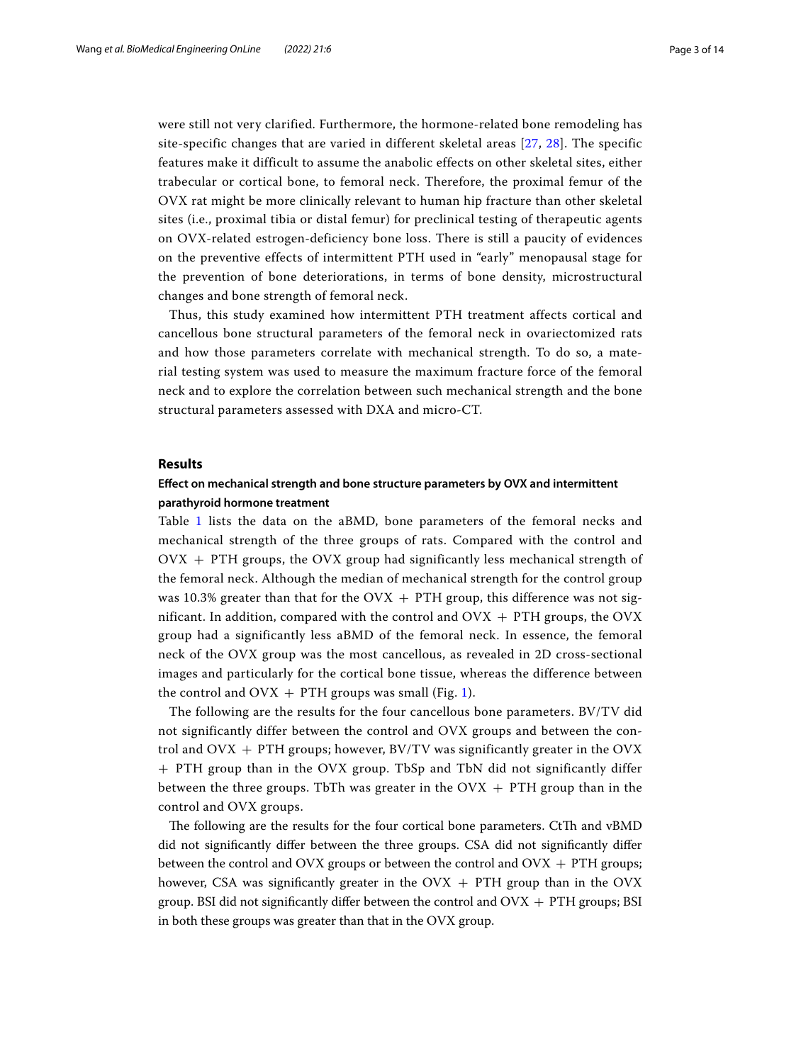were still not very clarified. Furthermore, the hormone-related bone remodeling has site-specific changes that are varied in different skeletal areas [27, 28]. The specific features make it difficult to assume the anabolic effects on other skeletal sites, either trabecular or cortical bone, to femoral neck. Therefore, the proximal femur of the OVX rat might be more clinically relevant to human hip fracture than other skeletal sites (i.e., proximal tibia or distal femur) for preclinical testing of therapeutic agents on OVX-related estrogen-deficiency bone loss. There is still a paucity of evidences on the preventive effects of intermittent PTH used in "early" menopausal stage for the prevention of bone deteriorations, in terms of bone density, microstructural changes and bone strength of femoral neck.

Thus, this study examined how intermittent PTH treatment affects cortical and cancellous bone structural parameters of the femoral neck in ovariectomized rats and how those parameters correlate with mechanical strength. To do so, a material testing system was used to measure the maximum fracture force of the femoral neck and to explore the correlation between such mechanical strength and the bone structural parameters assessed with DXA and micro-CT.

## Results

### Effect on mechanical strength and bone structure parameters by OVX and intermittent parathyroid hormone treatment

Table 1 lists the data on the aBMD, bone parameters of the femoral necks and mechanical strength of the three groups of rats. Compared with the control and OVX + PTH groups, the OVX group had significantly less mechanical strength of the femoral neck. Although the median of mechanical strength for the control group was 10.3% greater than that for the OVX + PTH group, this difference was not significant. In addition, compared with the control and OVX + PTH groups, the OVX group had a significantly less aBMD of the femoral neck. In essence, the femoral neck of the OVX group was the most cancellous, as revealed in 2D cross-sectional images and particularly for the cortical bone tissue, whereas the difference between the control and OVX + PTH groups was small (Fig. 1).

The following are the results for the four cancellous bone parameters. BV/TV did not significantly differ between the control and OVX groups and between the control and OVX + PTH groups; however, BV/TV was significantly greater in the OVX + PTH group than in the OVX group. TbSp and TbN did not significantly differ between the three groups. TbTh was greater in the OVX + PTH group than in the control and OVX groups.

The following are the results for the four cortical bone parameters. CtTh and vBMD did not significantly differ between the three groups. CSA did not significantly differ between the control and OVX groups or between the control and OVX + PTH groups; however, CSA was significantly greater in the OVX + PTH group than in the OVX group. BSI did not significantly differ between the control and OVX + PTH groups; BSI in both these groups was greater than that in the OVX group.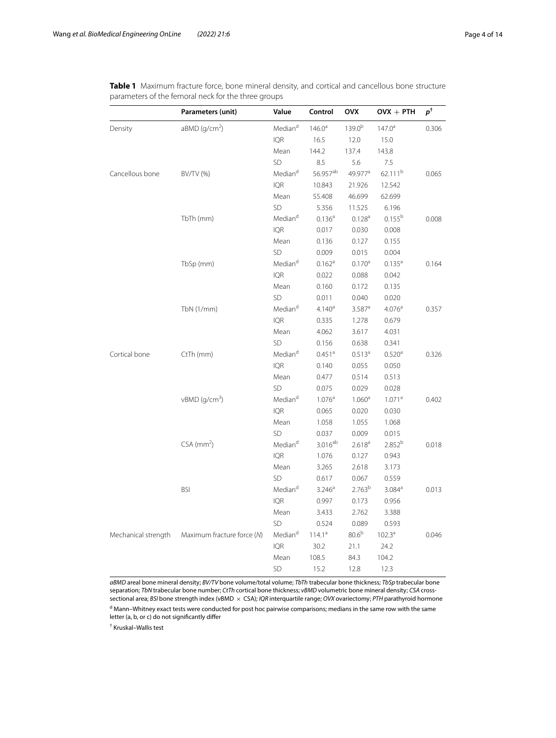**Table 1** Maximum fracture force, bone mineral density, and cortical and cancellous bone structure parameters of the femoral neck for the three groups

| | Parameters (unit) | Value | Control | OVX | OVX + PTH | $p^{\dagger}$ |
|---|---|---|---|---|---|---|
| Density | aBMD (g/cm$^2$) | Median[d] | 146.0[a] | 139.0[b] | 147.0[a] | 0.306 |
| | | IQR | 16.5 | 12.0 | 15.0 | |
| | | Mean | 144.2 | 137.4 | 143.8 | |
| | | SD | 8.5 | 5.6 | 7.5 | |
| Cancellous bone | BV/TV (%) | Median[d] | 56.957[ab] | 49.977[a] | 62.111[b] | 0.065 |
| | | IQR | 10.843 | 21.926 | 12.542 | |
| | | Mean | 55.408 | 46.699 | 62.699 | |
| | | SD | 5.356 | 11.525 | 6.196 | |
| | TbTh (mm) | Median[d] | 0.136[a] | 0.128[a] | 0.155[b] | 0.008 |
| | | IQR | 0.017 | 0.030 | 0.008 | |
| | | Mean | 0.136 | 0.127 | 0.155 | |
| | | SD | 0.009 | 0.015 | 0.004 | |
| | TbSp (mm) | Median[d] | 0.162[a] | 0.170[a] | 0.135[a] | 0.164 |
| | | IQR | 0.022 | 0.088 | 0.042 | |
| | | Mean | 0.160 | 0.172 | 0.135 | |
| | | SD | 0.011 | 0.040 | 0.020 | |
| | TbN (1/mm) | Median[d] | 4.140[a] | 3.587[a] | 4.076[a] | 0.357 |
| | | IQR | 0.335 | 1.278 | 0.679 | |
| | | Mean | 4.062 | 3.617 | 4.031 | |
| | | SD | 0.156 | 0.638 | 0.341 | |
| Cortical bone | CtTh (mm) | Median[d] | 0.451[a] | 0.513[a] | 0.520[a] | 0.326 |
| | | IQR | 0.140 | 0.055 | 0.050 | |
| | | Mean | 0.477 | 0.514 | 0.513 | |
| | | SD | 0.075 | 0.029 | 0.028 | |
| | vBMD (g/cm$^3$) | Median[d] | 1.076[a] | 1.060[a] | 1.071[a] | 0.402 |
| | | IQR | 0.065 | 0.020 | 0.030 | |
| | | Mean | 1.058 | 1.055 | 1.068 | |
| | | SD | 0.037 | 0.009 | 0.015 | |
| | CSA (mm$^2$) | Median[d] | 3.016[ab] | 2.618[a] | 2.852[b] | 0.018 |
| | | IQR | 1.076 | 0.127 | 0.943 | |
| | | Mean | 3.265 | 2.618 | 3.173 | |
| | | SD | 0.617 | 0.067 | 0.559 | |
| | BSI | Median[d] | 3.246[a] | 2.763[b] | 3.084[a] | 0.013 |
| | | IQR | 0.997 | 0.173 | 0.956 | |
| | | Mean | 3.433 | 2.762 | 3.388 | |
| | | SD | 0.524 | 0.089 | 0.593 | |
| Mechanical strength | Maximum fracture force (*N*) | Median[d] | 114.1[a] | 80.6[b] | 102.3[a] | 0.046 |
| | | IQR | 30.2 | 21.1 | 24.2 | |
| | | Mean | 108.5 | 84.3 | 104.2 | |
| | | SD | 15.2 | 12.8 | 12.3 | |

*aBMD* areal bone mineral density; *BV/TV* bone volume/total volume; *TbTh* trabecular bone thickness; *TbSp* trabecular bone separation; *TbN* trabecular bone number; *CtTh* cortical bone thickness; *vBMD* volumetric bone mineral density; *CSA* cross-sectional area; *BSI* bone strength index (vBMD × CSA); *IQR* interquartile range; *OVX* ovariectomy; *PTH* parathyroid hormone

[d] Mann–Whitney exact tests were conducted for post hoc pairwise comparisons; medians in the same row with the same letter (a, b, or c) do not significantly differ

[†] Kruskal–Wallis test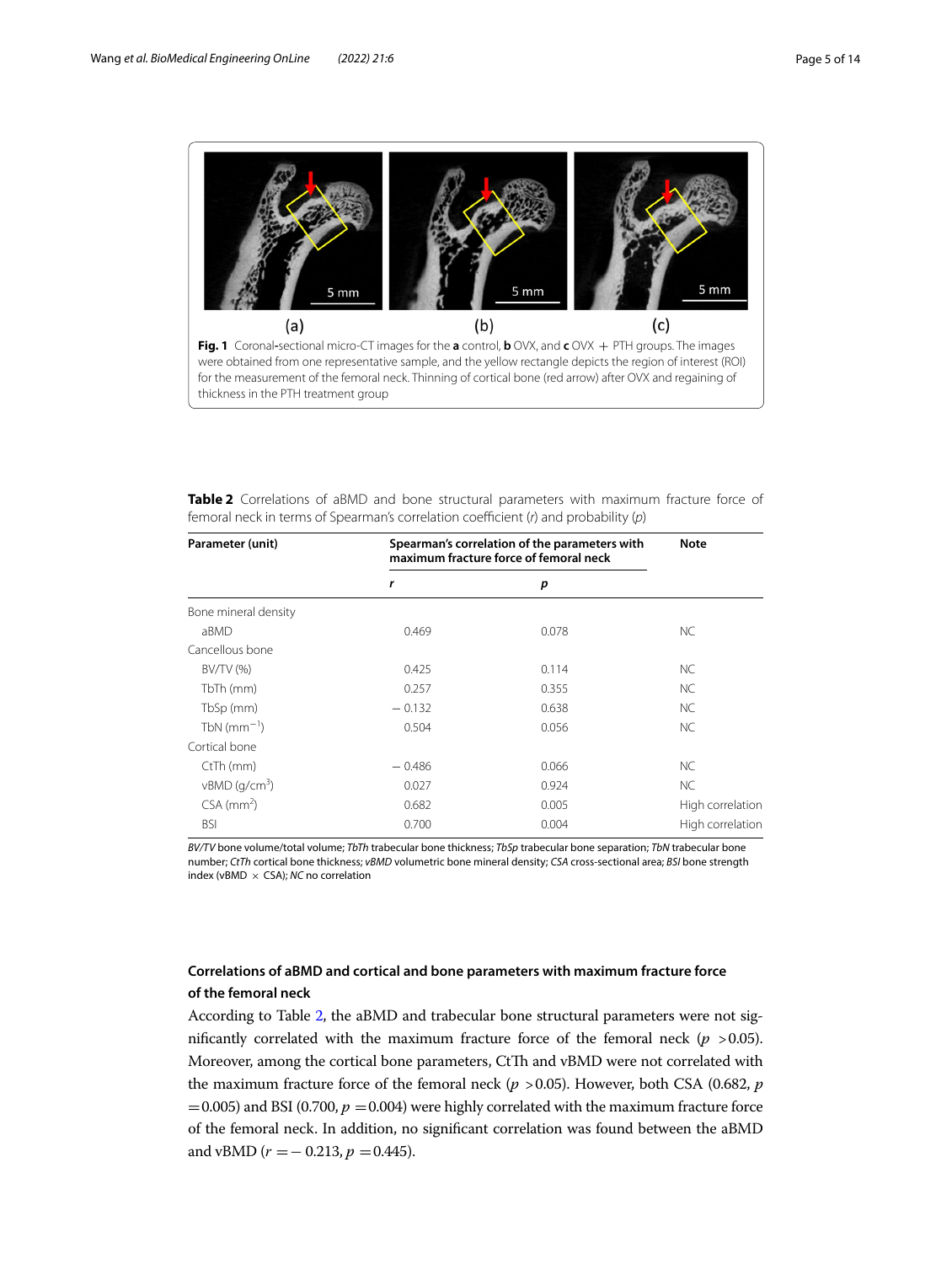**Fig. 1** Coronal-sectional micro-CT images for the **a** control, **b** OVX, and **c** OVX + PTH groups. The images were obtained from one representative sample, and the yellow rectangle depicts the region of interest (ROI) for the measurement of the femoral neck. Thinning of cortical bone (red arrow) after OVX and regaining of thickness in the PTH treatment group

**Table 2** Correlations of aBMD and bone structural parameters with maximum fracture force of femoral neck in terms of Spearman's correlation coefficient (*r*) and probability (*p*)

| Parameter (unit) | Spearman's correlation of the parameters with maximum fracture force of femoral neck | | Note |
|---|---|---|---|
| | *r* | *p* | |
| Bone mineral density | | | |
| aBMD | 0.469 | 0.078 | NC |
| Cancellous bone | | | |
| BV/TV (%) | 0.425 | 0.114 | NC |
| TbTh (mm) | 0.257 | 0.355 | NC |
| TbSp (mm) | − 0.132 | 0.638 | NC |
| TbN ($mm^{-1}$) | 0.504 | 0.056 | NC |
| Cortical bone | | | |
| CtTh (mm) | − 0.486 | 0.066 | NC |
| vBMD ($g/cm^3$) | 0.027 | 0.924 | NC |
| CSA ($mm^2$) | 0.682 | 0.005 | High correlation |
| BSI | 0.700 | 0.004 | High correlation |

*BV/TV* bone volume/total volume; *TbTh* trabecular bone thickness; *TbSp* trabecular bone separation; *TbN* trabecular bone number; *CtTh* cortical bone thickness; *vBMD* volumetric bone mineral density; *CSA* cross-sectional area; *BSI* bone strength index (vBMD × CSA); *NC* no correlation

### Correlations of aBMD and cortical and bone parameters with maximum fracture force of the femoral neck

According to Table 2, the aBMD and trabecular bone structural parameters were not significantly correlated with the maximum fracture force of the femoral neck ($p > 0.05$). Moreover, among the cortical bone parameters, CtTh and vBMD were not correlated with the maximum fracture force of the femoral neck ($p > 0.05$). However, both CSA (0.682, $p = 0.005$) and BSI (0.700, $p = 0.004$) were highly correlated with the maximum fracture force of the femoral neck. In addition, no significant correlation was found between the aBMD and vBMD ($r = -0.213$, $p = 0.445$).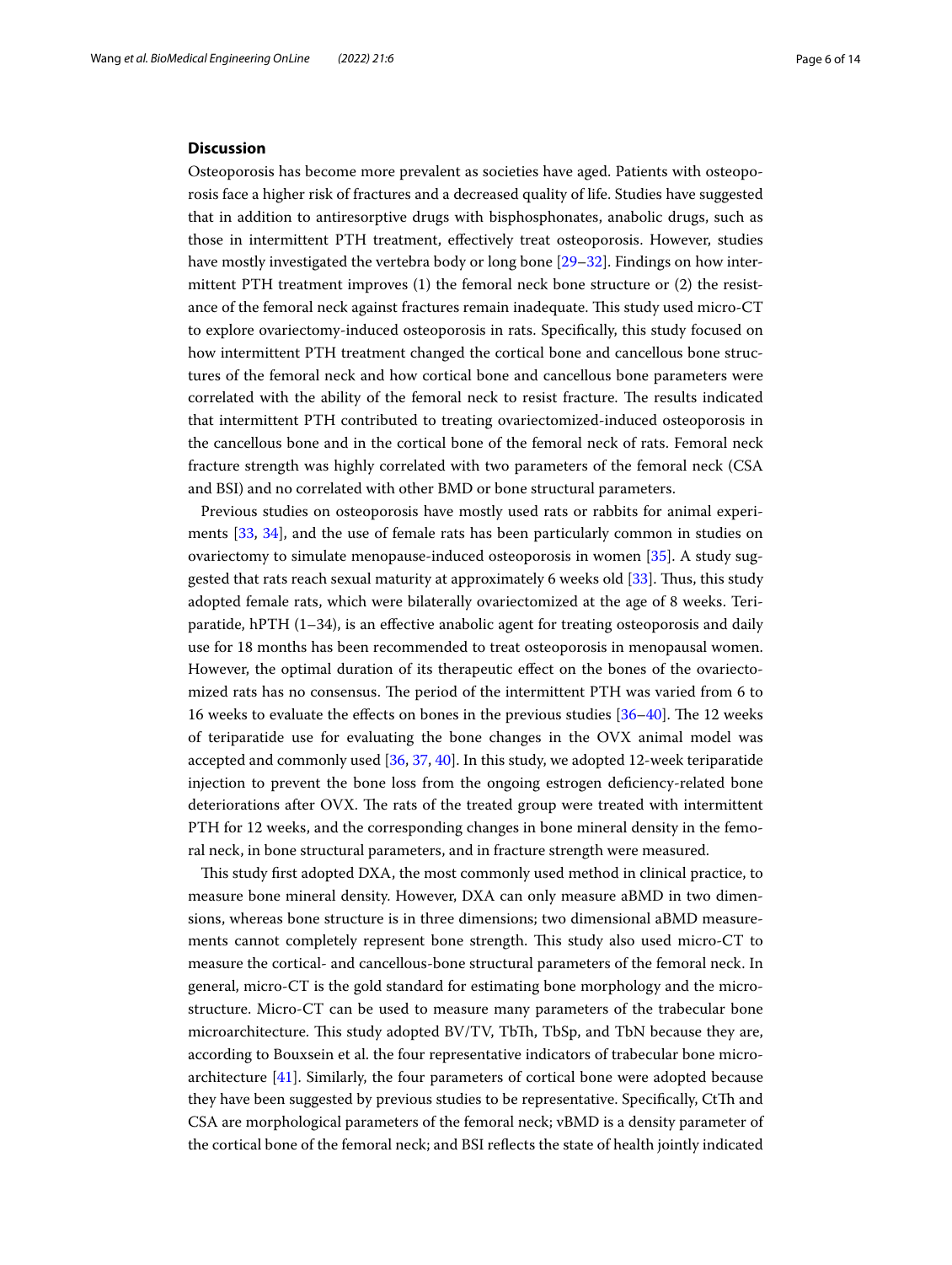## Discussion

Osteoporosis has become more prevalent as societies have aged. Patients with osteoporosis face a higher risk of fractures and a decreased quality of life. Studies have suggested that in addition to antiresorptive drugs with bisphosphonates, anabolic drugs, such as those in intermittent PTH treatment, effectively treat osteoporosis. However, studies have mostly investigated the vertebra body or long bone [29–32]. Findings on how intermittent PTH treatment improves (1) the femoral neck bone structure or (2) the resistance of the femoral neck against fractures remain inadequate. This study used micro-CT to explore ovariectomy-induced osteoporosis in rats. Specifically, this study focused on how intermittent PTH treatment changed the cortical bone and cancellous bone structures of the femoral neck and how cortical bone and cancellous bone parameters were correlated with the ability of the femoral neck to resist fracture. The results indicated that intermittent PTH contributed to treating ovariectomized-induced osteoporosis in the cancellous bone and in the cortical bone of the femoral neck of rats. Femoral neck fracture strength was highly correlated with two parameters of the femoral neck (CSA and BSI) and no correlated with other BMD or bone structural parameters.

Previous studies on osteoporosis have mostly used rats or rabbits for animal experiments [33, 34], and the use of female rats has been particularly common in studies on ovariectomy to simulate menopause-induced osteoporosis in women [35]. A study suggested that rats reach sexual maturity at approximately 6 weeks old [33]. Thus, this study adopted female rats, which were bilaterally ovariectomized at the age of 8 weeks. Teriparatide, hPTH (1–34), is an effective anabolic agent for treating osteoporosis and daily use for 18 months has been recommended to treat osteoporosis in menopausal women. However, the optimal duration of its therapeutic effect on the bones of the ovariectomized rats has no consensus. The period of the intermittent PTH was varied from 6 to 16 weeks to evaluate the effects on bones in the previous studies [36–40]. The 12 weeks of teriparatide use for evaluating the bone changes in the OVX animal model was accepted and commonly used [36, 37, 40]. In this study, we adopted 12-week teriparatide injection to prevent the bone loss from the ongoing estrogen deficiency-related bone deteriorations after OVX. The rats of the treated group were treated with intermittent PTH for 12 weeks, and the corresponding changes in bone mineral density in the femoral neck, in bone structural parameters, and in fracture strength were measured.

This study first adopted DXA, the most commonly used method in clinical practice, to measure bone mineral density. However, DXA can only measure aBMD in two dimensions, whereas bone structure is in three dimensions; two dimensional aBMD measurements cannot completely represent bone strength. This study also used micro-CT to measure the cortical- and cancellous-bone structural parameters of the femoral neck. In general, micro-CT is the gold standard for estimating bone morphology and the microstructure. Micro-CT can be used to measure many parameters of the trabecular bone microarchitecture. This study adopted BV/TV, TbTh, TbSp, and TbN because they are, according to Bouxsein et al. the four representative indicators of trabecular bone microarchitecture [41]. Similarly, the four parameters of cortical bone were adopted because they have been suggested by previous studies to be representative. Specifically, CtTh and CSA are morphological parameters of the femoral neck; vBMD is a density parameter of the cortical bone of the femoral neck; and BSI reflects the state of health jointly indicated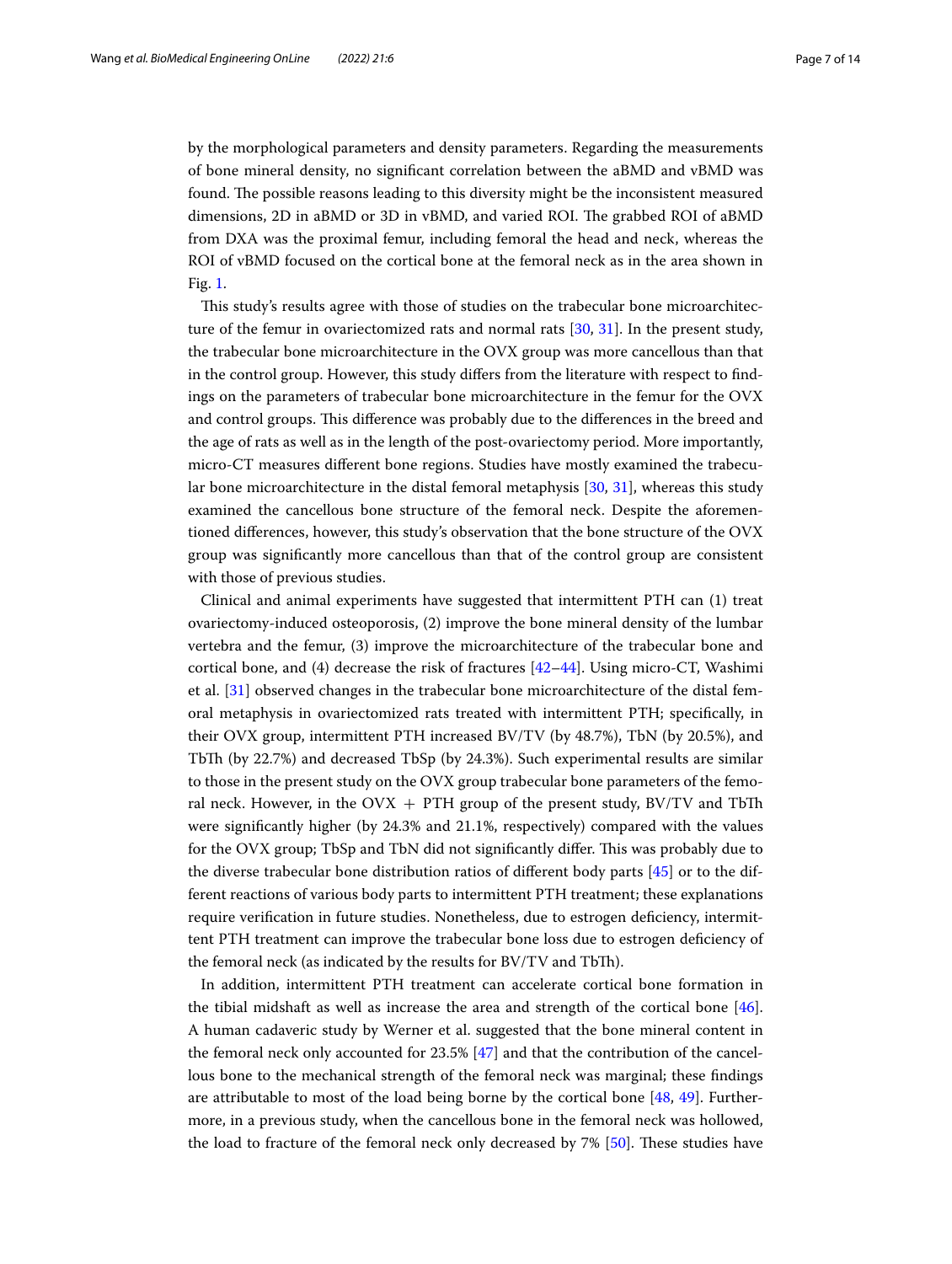by the morphological parameters and density parameters. Regarding the measurements of bone mineral density, no significant correlation between the aBMD and vBMD was found. The possible reasons leading to this diversity might be the inconsistent measured dimensions, 2D in aBMD or 3D in vBMD, and varied ROI. The grabbed ROI of aBMD from DXA was the proximal femur, including femoral the head and neck, whereas the ROI of vBMD focused on the cortical bone at the femoral neck as in the area shown in Fig. 1.

This study's results agree with those of studies on the trabecular bone microarchitecture of the femur in ovariectomized rats and normal rats [30, 31]. In the present study, the trabecular bone microarchitecture in the OVX group was more cancellous than that in the control group. However, this study differs from the literature with respect to findings on the parameters of trabecular bone microarchitecture in the femur for the OVX and control groups. This difference was probably due to the differences in the breed and the age of rats as well as in the length of the post-ovariectomy period. More importantly, micro-CT measures different bone regions. Studies have mostly examined the trabecular bone microarchitecture in the distal femoral metaphysis [30, 31], whereas this study examined the cancellous bone structure of the femoral neck. Despite the aforementioned differences, however, this study's observation that the bone structure of the OVX group was significantly more cancellous than that of the control group are consistent with those of previous studies.

Clinical and animal experiments have suggested that intermittent PTH can (1) treat ovariectomy-induced osteoporosis, (2) improve the bone mineral density of the lumbar vertebra and the femur, (3) improve the microarchitecture of the trabecular bone and cortical bone, and (4) decrease the risk of fractures [42–44]. Using micro-CT, Washimi et al. [31] observed changes in the trabecular bone microarchitecture of the distal femoral metaphysis in ovariectomized rats treated with intermittent PTH; specifically, in their OVX group, intermittent PTH increased BV/TV (by 48.7%), TbN (by 20.5%), and TbTh (by 22.7%) and decreased TbSp (by 24.3%). Such experimental results are similar to those in the present study on the OVX group trabecular bone parameters of the femoral neck. However, in the OVX + PTH group of the present study, BV/TV and TbTh were significantly higher (by 24.3% and 21.1%, respectively) compared with the values for the OVX group; TbSp and TbN did not significantly differ. This was probably due to the diverse trabecular bone distribution ratios of different body parts [45] or to the different reactions of various body parts to intermittent PTH treatment; these explanations require verification in future studies. Nonetheless, due to estrogen deficiency, intermittent PTH treatment can improve the trabecular bone loss due to estrogen deficiency of the femoral neck (as indicated by the results for BV/TV and TbTh).

In addition, intermittent PTH treatment can accelerate cortical bone formation in the tibial midshaft as well as increase the area and strength of the cortical bone [46]. A human cadaveric study by Werner et al. suggested that the bone mineral content in the femoral neck only accounted for 23.5% [47] and that the contribution of the cancellous bone to the mechanical strength of the femoral neck was marginal; these findings are attributable to most of the load being borne by the cortical bone [48, 49]. Furthermore, in a previous study, when the cancellous bone in the femoral neck was hollowed, the load to fracture of the femoral neck only decreased by 7% [50]. These studies have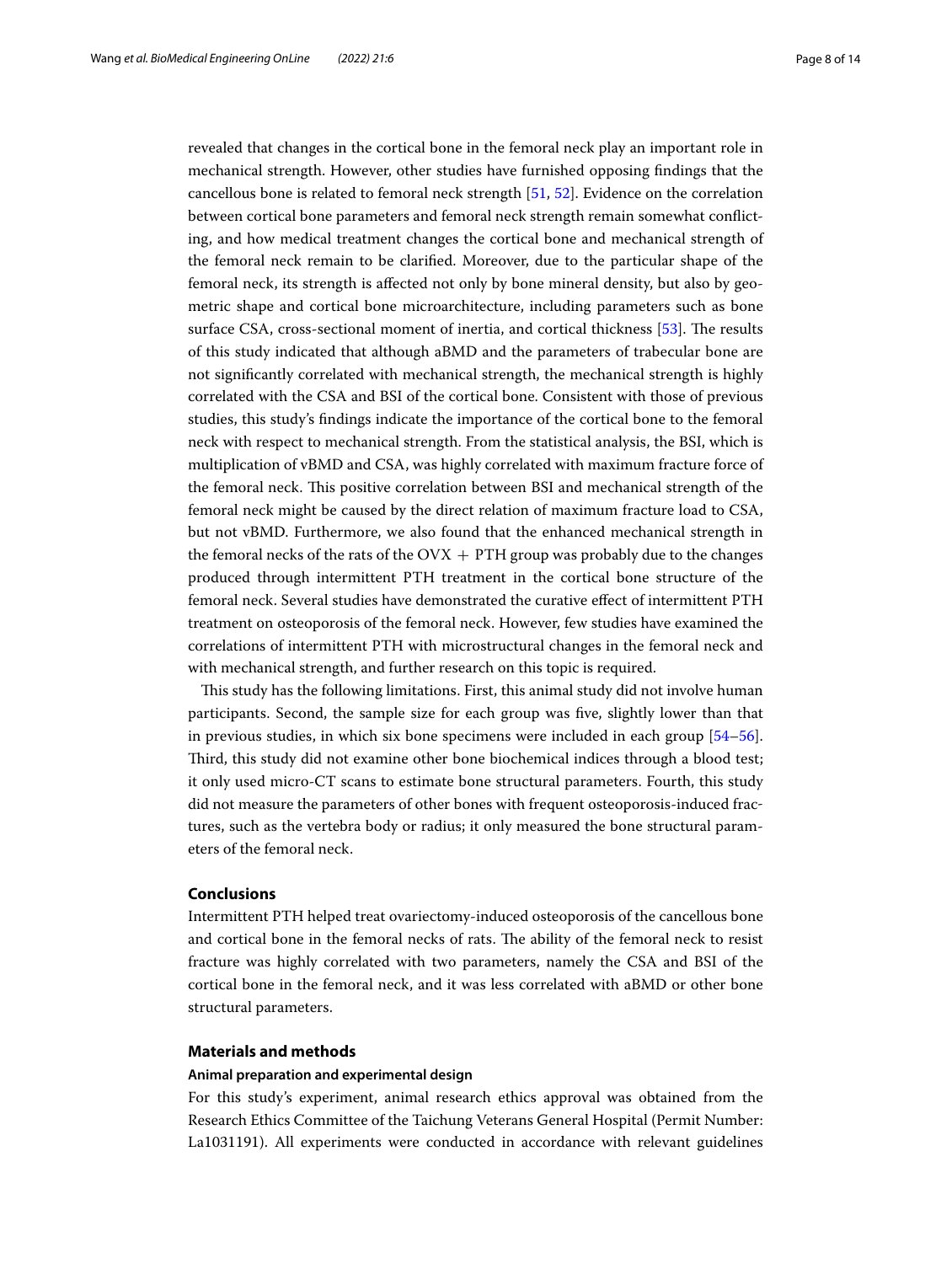revealed that changes in the cortical bone in the femoral neck play an important role in mechanical strength. However, other studies have furnished opposing findings that the cancellous bone is related to femoral neck strength [51, 52]. Evidence on the correlation between cortical bone parameters and femoral neck strength remain somewhat conflicting, and how medical treatment changes the cortical bone and mechanical strength of the femoral neck remain to be clarified. Moreover, due to the particular shape of the femoral neck, its strength is affected not only by bone mineral density, but also by geometric shape and cortical bone microarchitecture, including parameters such as bone surface CSA, cross-sectional moment of inertia, and cortical thickness [53]. The results of this study indicated that although aBMD and the parameters of trabecular bone are not significantly correlated with mechanical strength, the mechanical strength is highly correlated with the CSA and BSI of the cortical bone. Consistent with those of previous studies, this study's findings indicate the importance of the cortical bone to the femoral neck with respect to mechanical strength. From the statistical analysis, the BSI, which is multiplication of vBMD and CSA, was highly correlated with maximum fracture force of the femoral neck. This positive correlation between BSI and mechanical strength of the femoral neck might be caused by the direct relation of maximum fracture load to CSA, but not vBMD. Furthermore, we also found that the enhanced mechanical strength in the femoral necks of the rats of the OVX + PTH group was probably due to the changes produced through intermittent PTH treatment in the cortical bone structure of the femoral neck. Several studies have demonstrated the curative effect of intermittent PTH treatment on osteoporosis of the femoral neck. However, few studies have examined the correlations of intermittent PTH with microstructural changes in the femoral neck and with mechanical strength, and further research on this topic is required.

This study has the following limitations. First, this animal study did not involve human participants. Second, the sample size for each group was five, slightly lower than that in previous studies, in which six bone specimens were included in each group [54–56]. Third, this study did not examine other bone biochemical indices through a blood test; it only used micro-CT scans to estimate bone structural parameters. Fourth, this study did not measure the parameters of other bones with frequent osteoporosis-induced fractures, such as the vertebra body or radius; it only measured the bone structural parameters of the femoral neck.

## Conclusions

Intermittent PTH helped treat ovariectomy-induced osteoporosis of the cancellous bone and cortical bone in the femoral necks of rats. The ability of the femoral neck to resist fracture was highly correlated with two parameters, namely the CSA and BSI of the cortical bone in the femoral neck, and it was less correlated with aBMD or other bone structural parameters.

## Materials and methods

### Animal preparation and experimental design

For this study's experiment, animal research ethics approval was obtained from the Research Ethics Committee of the Taichung Veterans General Hospital (Permit Number: La1031191). All experiments were conducted in accordance with relevant guidelines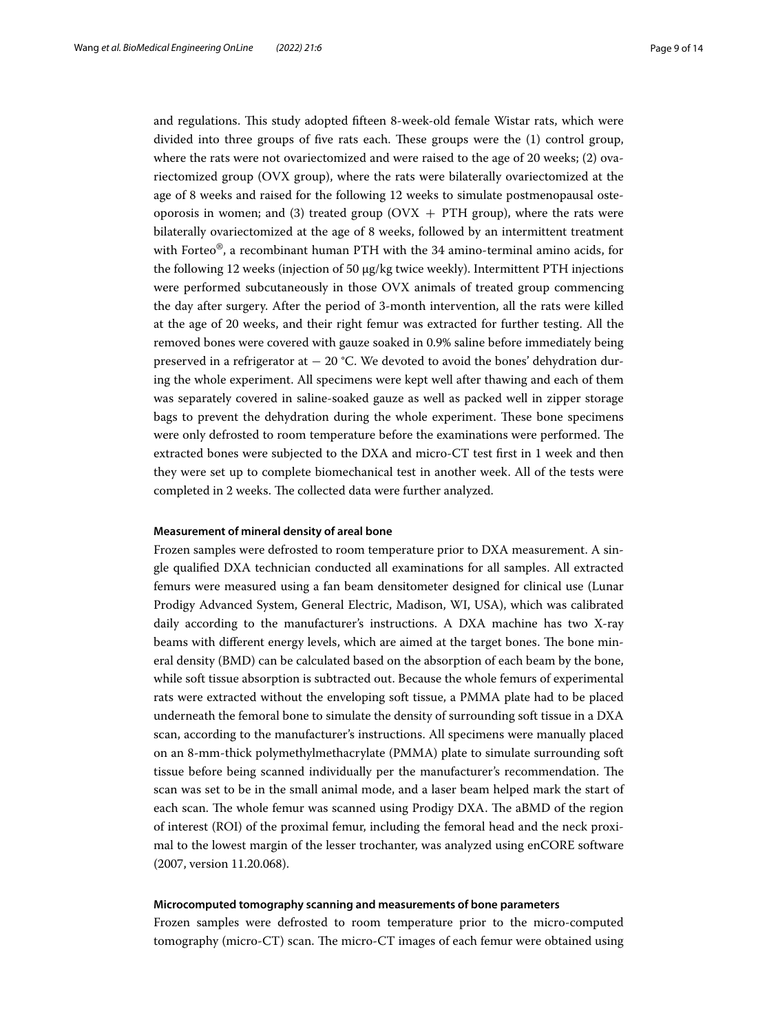and regulations. This study adopted fifteen 8-week-old female Wistar rats, which were divided into three groups of five rats each. These groups were the (1) control group, where the rats were not ovariectomized and were raised to the age of 20 weeks; (2) ovariectomized group (OVX group), where the rats were bilaterally ovariectomized at the age of 8 weeks and raised for the following 12 weeks to simulate postmenopausal osteoporosis in women; and (3) treated group (OVX + PTH group), where the rats were bilaterally ovariectomized at the age of 8 weeks, followed by an intermittent treatment with Forteo®, a recombinant human PTH with the 34 amino-terminal amino acids, for the following 12 weeks (injection of 50 μg/kg twice weekly). Intermittent PTH injections were performed subcutaneously in those OVX animals of treated group commencing the day after surgery. After the period of 3-month intervention, all the rats were killed at the age of 20 weeks, and their right femur was extracted for further testing. All the removed bones were covered with gauze soaked in 0.9% saline before immediately being preserved in a refrigerator at − 20 °C. We devoted to avoid the bones' dehydration during the whole experiment. All specimens were kept well after thawing and each of them was separately covered in saline-soaked gauze as well as packed well in zipper storage bags to prevent the dehydration during the whole experiment. These bone specimens were only defrosted to room temperature before the examinations were performed. The extracted bones were subjected to the DXA and micro-CT test first in 1 week and then they were set up to complete biomechanical test in another week. All of the tests were completed in 2 weeks. The collected data were further analyzed.

#### Measurement of mineral density of areal bone

Frozen samples were defrosted to room temperature prior to DXA measurement. A single qualified DXA technician conducted all examinations for all samples. All extracted femurs were measured using a fan beam densitometer designed for clinical use (Lunar Prodigy Advanced System, General Electric, Madison, WI, USA), which was calibrated daily according to the manufacturer's instructions. A DXA machine has two X-ray beams with different energy levels, which are aimed at the target bones. The bone mineral density (BMD) can be calculated based on the absorption of each beam by the bone, while soft tissue absorption is subtracted out. Because the whole femurs of experimental rats were extracted without the enveloping soft tissue, a PMMA plate had to be placed underneath the femoral bone to simulate the density of surrounding soft tissue in a DXA scan, according to the manufacturer's instructions. All specimens were manually placed on an 8-mm-thick polymethylmethacrylate (PMMA) plate to simulate surrounding soft tissue before being scanned individually per the manufacturer's recommendation. The scan was set to be in the small animal mode, and a laser beam helped mark the start of each scan. The whole femur was scanned using Prodigy DXA. The aBMD of the region of interest (ROI) of the proximal femur, including the femoral head and the neck proximal to the lowest margin of the lesser trochanter, was analyzed using enCORE software (2007, version 11.20.068).

#### Microcomputed tomography scanning and measurements of bone parameters

Frozen samples were defrosted to room temperature prior to the micro-computed tomography (micro-CT) scan. The micro-CT images of each femur were obtained using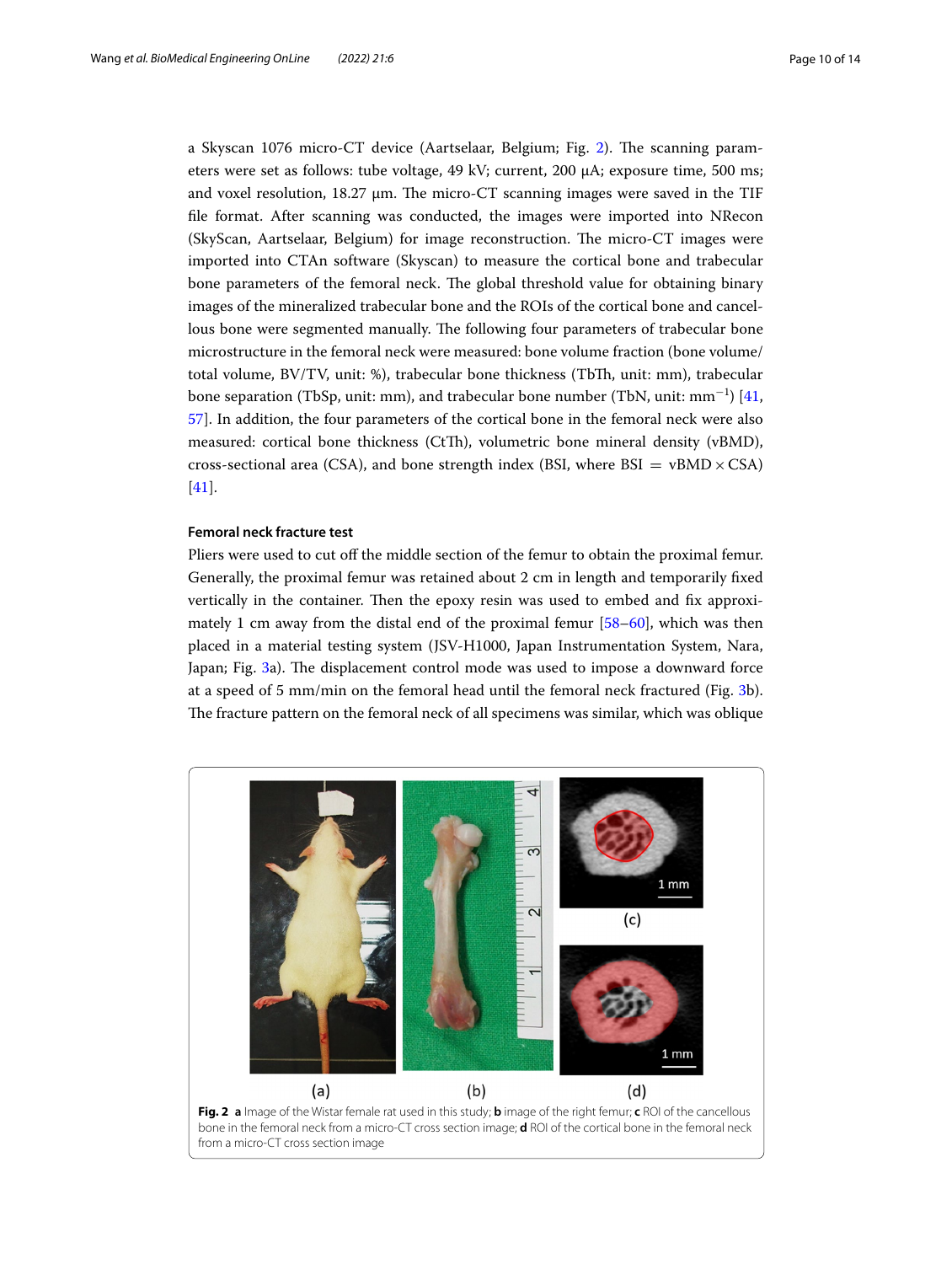a Skyscan 1076 micro-CT device (Aartselaar, Belgium; Fig. 2). The scanning parameters were set as follows: tube voltage, 49 kV; current, 200 μA; exposure time, 500 ms; and voxel resolution, 18.27 μm. The micro-CT scanning images were saved in the TIF file format. After scanning was conducted, the images were imported into NRecon (SkyScan, Aartselaar, Belgium) for image reconstruction. The micro-CT images were imported into CTAn software (Skyscan) to measure the cortical bone and trabecular bone parameters of the femoral neck. The global threshold value for obtaining binary images of the mineralized trabecular bone and the ROIs of the cortical bone and cancellous bone were segmented manually. The following four parameters of trabecular bone microstructure in the femoral neck were measured: bone volume fraction (bone volume/total volume, BV/TV, unit: %), trabecular bone thickness (TbTh, unit: mm), trabecular bone separation (TbSp, unit: mm), and trabecular bone number (TbN, unit: $mm^{-1}$) [41, 57]. In addition, the four parameters of the cortical bone in the femoral neck were also measured: cortical bone thickness (CtTh), volumetric bone mineral density (vBMD), cross-sectional area (CSA), and bone strength index (BSI, where BSI $=$ vBMD $\times$ CSA) [41].

#### Femoral neck fracture test

Pliers were used to cut off the middle section of the femur to obtain the proximal femur. Generally, the proximal femur was retained about 2 cm in length and temporarily fixed vertically in the container. Then the epoxy resin was used to embed and fix approximately 1 cm away from the distal end of the proximal femur [58–60], which was then placed in a material testing system (JSV-H1000, Japan Instrumentation System, Nara, Japan; Fig. 3a). The displacement control mode was used to impose a downward force at a speed of 5 mm/min on the femoral head until the femoral neck fractured (Fig. 3b). The fracture pattern on the femoral neck of all specimens was similar, which was oblique

**Fig. 2** **a** Image of the Wistar female rat used in this study; **b** image of the right femur; **c** ROI of the cancellous bone in the femoral neck from a micro-CT cross section image; **d** ROI of the cortical bone in the femoral neck from a micro-CT cross section image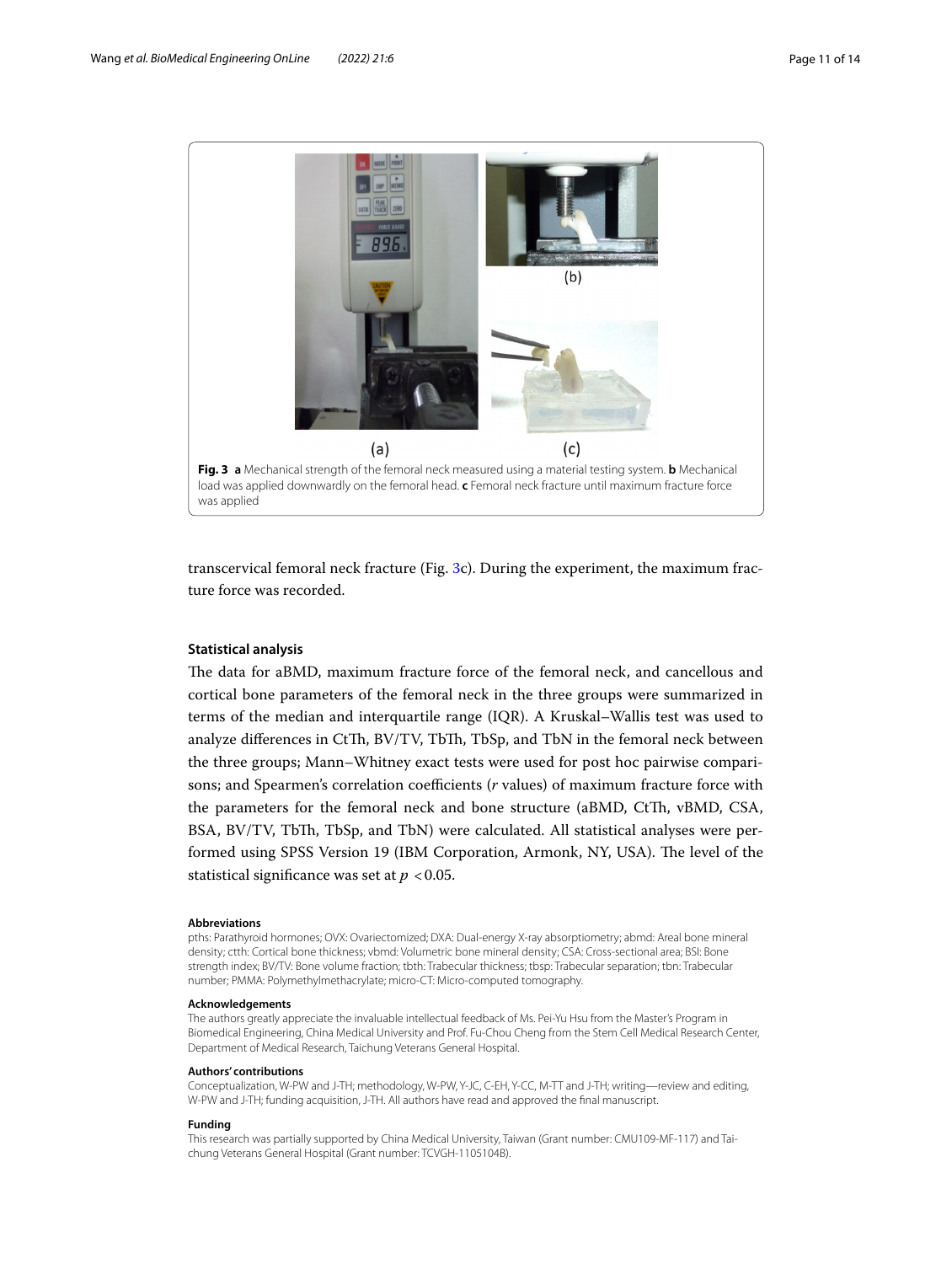**Fig. 3** **a** Mechanical strength of the femoral neck measured using a material testing system. **b** Mechanical load was applied downwardly on the femoral head. **c** Femoral neck fracture until maximum fracture force was applied

transcervical femoral neck fracture (Fig. 3c). During the experiment, the maximum fracture force was recorded.

### Statistical analysis

The data for aBMD, maximum fracture force of the femoral neck, and cancellous and cortical bone parameters of the femoral neck in the three groups were summarized in terms of the median and interquartile range (IQR). A Kruskal–Wallis test was used to analyze differences in CtTh, BV/TV, TbTh, TbSp, and TbN in the femoral neck between the three groups; Mann–Whitney exact tests were used for post hoc pairwise comparisons; and Spearmen's correlation coefficients (*r* values) of maximum fracture force with the parameters for the femoral neck and bone structure (aBMD, CtTh, vBMD, CSA, BSA, BV/TV, TbTh, TbSp, and TbN) were calculated. All statistical analyses were performed using SPSS Version 19 (IBM Corporation, Armonk, NY, USA). The level of the statistical significance was set at $p < 0.05$.

#### Abbreviations

pths: Parathyroid hormones; OVX: Ovariectomized; DXA: Dual-energy X-ray absorptiometry; abmd: Areal bone mineral density; ctth: Cortical bone thickness; vbmd: Volumetric bone mineral density; CSA: Cross-sectional area; BSI: Bone strength index; BV/TV: Bone volume fraction; tbth: Trabecular thickness; tbsp: Trabecular separation; tbn: Trabecular number; PMMA: Polymethylmethacrylate; micro-CT: Micro-computed tomography.

#### Acknowledgements

The authors greatly appreciate the invaluable intellectual feedback of Ms. Pei-Yu Hsu from the Master's Program in Biomedical Engineering, China Medical University and Prof. Fu-Chou Cheng from the Stem Cell Medical Research Center, Department of Medical Research, Taichung Veterans General Hospital.

#### Authors' contributions

Conceptualization, W-PW and J-TH; methodology, W-PW, Y-JC, C-EH, Y-CC, M-TT and J-TH; writing—review and editing, W-PW and J-TH; funding acquisition, J-TH. All authors have read and approved the final manuscript.

#### Funding

This research was partially supported by China Medical University, Taiwan (Grant number: CMU109-MF-117) and Taichung Veterans General Hospital (Grant number: TCVGH-1105104B).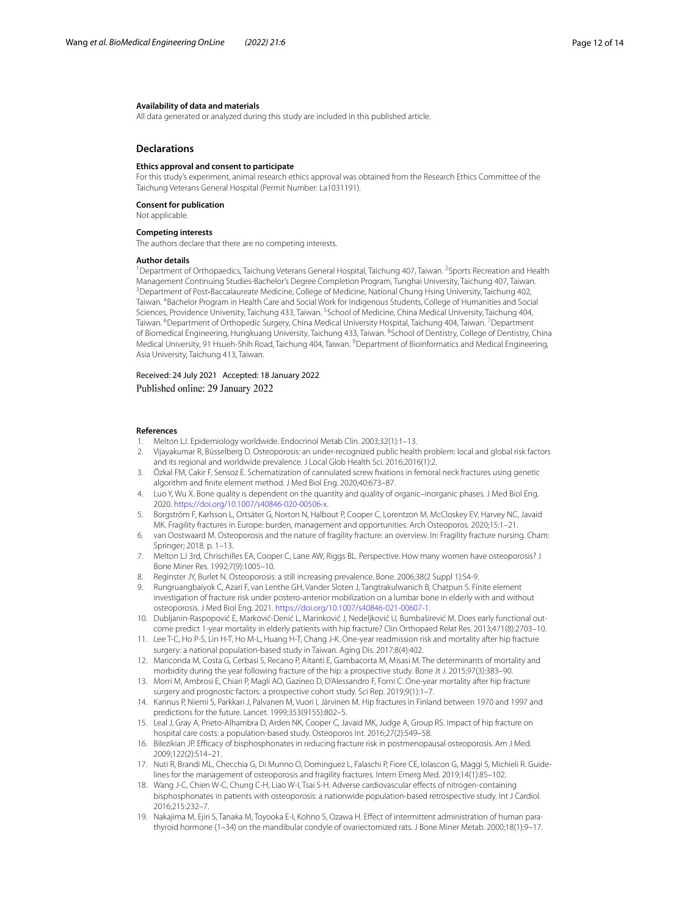### Availability of data and materials

All data generated or analyzed during this study are included in this published article.

## Declarations

### Ethics approval and consent to participate

For this study's experiment, animal research ethics approval was obtained from the Research Ethics Committee of the Taichung Veterans General Hospital (Permit Number: La1031191).

### Consent for publication

Not applicable.

### Competing interests

The authors declare that there are no competing interests.

### Author details

[1]Department of Orthopaedics, Taichung Veterans General Hospital, Taichung 407, Taiwan. [2]Sports Recreation and Health Management Continuing Studies-Bachelor's Degree Completion Program, Tunghai University, Taichung 407, Taiwan. [3]Department of Post-Baccalaureate Medicine, College of Medicine, National Chung Hsing University, Taichung 402, Taiwan. [4]Bachelor Program in Health Care and Social Work for Indigenous Students, College of Humanities and Social Sciences, Providence University, Taichung 433, Taiwan. [5]School of Medicine, China Medical University, Taichung 404, Taiwan. [6]Department of Orthopedic Surgery, China Medical University Hospital, Taichung 404, Taiwan. [7]Department of Biomedical Engineering, Hungkuang University, Taichung 433, Taiwan. [8]School of Dentistry, College of Dentistry, China Medical University, 91 Hsueh-Shih Road, Taichung 404, Taiwan. [9]Department of Bioinformatics and Medical Engineering, Asia University, Taichung 413, Taiwan.

Received: 24 July 2021 Accepted: 18 January 2022
Published online: 29 January 2022

### References

1. Melton LJ. Epidemiology worldwide. Endocrinol Metab Clin. 2003;32(1):1–13.
2. Vijayakumar R, Büsselberg D. Osteoporosis: an under-recognized public health problem: local and global risk factors and its regional and worldwide prevalence. J Local Glob Health Sci. 2016;2016(1):2.
3. Özkal FM, Cakir F, Sensoz E. Schematization of cannulated screw fixations in femoral neck fractures using genetic algorithm and finite element method. J Med Biol Eng. 2020;40:673–87.
4. Luo Y, Wu X. Bone quality is dependent on the quantity and quality of organic–inorganic phases. J Med Biol Eng. 2020. https://doi.org/10.1007/s40846-020-00506-x.
5. Borgström F, Karlsson L, Ortsäter G, Norton N, Halbout P, Cooper C, Lorentzon M, McCloskey EV, Harvey NC, Javaid MK. Fragility fractures in Europe: burden, management and opportunities. Arch Osteoporos. 2020;15:1–21.
6. van Oostwaard M. Osteoporosis and the nature of fragility fracture: an overview. In: Fragility fracture nursing. Cham: Springer; 2018. p. 1–13.
7. Melton LJ 3rd, Chrischilles EA, Cooper C, Lane AW, Riggs BL. Perspective. How many women have osteoporosis? J Bone Miner Res. 1992;7(9):1005–10.
8. Reginster JY, Burlet N. Osteoporosis: a still increasing prevalence. Bone. 2006;38(2 Suppl 1):S4-9.
9. Rungruangbaiyok C, Azari F, van Lenthe GH, Vander Sloten J, Tangtrakulwanich B, Chatpun S. Finite element investigation of fracture risk under postero-anterior mobilization on a lumbar bone in elderly with and without osteoporosis. J Med Biol Eng. 2021. https://doi.org/10.1007/s40846-021-00607-1.
10. Dubljanin-Raspopović E, Marković-Denić L, Marinković J, Nedeljković U, Bumbaširević M. Does early functional outcome predict 1-year mortality in elderly patients with hip fracture? Clin Orthopaed Relat Res. 2013;471(8):2703–10.
11. Lee T-C, Ho P-S, Lin H-T, Ho M-L, Huang H-T, Chang J-K. One-year readmission risk and mortality after hip fracture surgery: a national population-based study in Taiwan. Aging Dis. 2017;8(4):402.
12. Mariconda M, Costa G, Cerbasi S, Recano P, Aitanti E, Gambacorta M, Misasi M. The determinants of mortality and morbidity during the year following fracture of the hip: a prospective study. Bone Jt J. 2015;97(3):383–90.
13. Morri M, Ambrosi E, Chiari P, Magli AO, Gazineo D, D'Alessandro F, Forni C. One-year mortality after hip fracture surgery and prognostic factors: a prospective cohort study. Sci Rep. 2019;9(1):1–7.
14. Kannus P, Niemi S, Parkkari J, Palvanen M, Vuori I, Järvinen M. Hip fractures in Finland between 1970 and 1997 and predictions for the future. Lancet. 1999;353(9155):802–5.
15. Leal J, Gray A, Prieto-Alhambra D, Arden NK, Cooper C, Javaid MK, Judge A, Group RS. Impact of hip fracture on hospital care costs: a population-based study. Osteoporos Int. 2016;27(2):549–58.
16. Bilezikian JP. Efficacy of bisphosphonates in reducing fracture risk in postmenopausal osteoporosis. Am J Med. 2009;122(2):S14–21.
17. Nuti R, Brandi ML, Checchia G, Di Munno O, Dominguez L, Falaschi P, Fiore CE, Iolascon G, Maggi S, Michieli R. Guidelines for the management of osteoporosis and fragility fractures. Intern Emerg Med. 2019;14(1):85–102.
18. Wang J-C, Chien W-C, Chung C-H, Liao W-I, Tsai S-H. Adverse cardiovascular effects of nitrogen-containing bisphosphonates in patients with osteoporosis: a nationwide population-based retrospective study. Int J Cardiol. 2016;215:232–7.
19. Nakajima M, Ejiri S, Tanaka M, Toyooka E-I, Kohno S, Ozawa H. Effect of intermittent administration of human parathyroid hormone (1–34) on the mandibular condyle of ovariectomized rats. J Bone Miner Metab. 2000;18(1):9–17.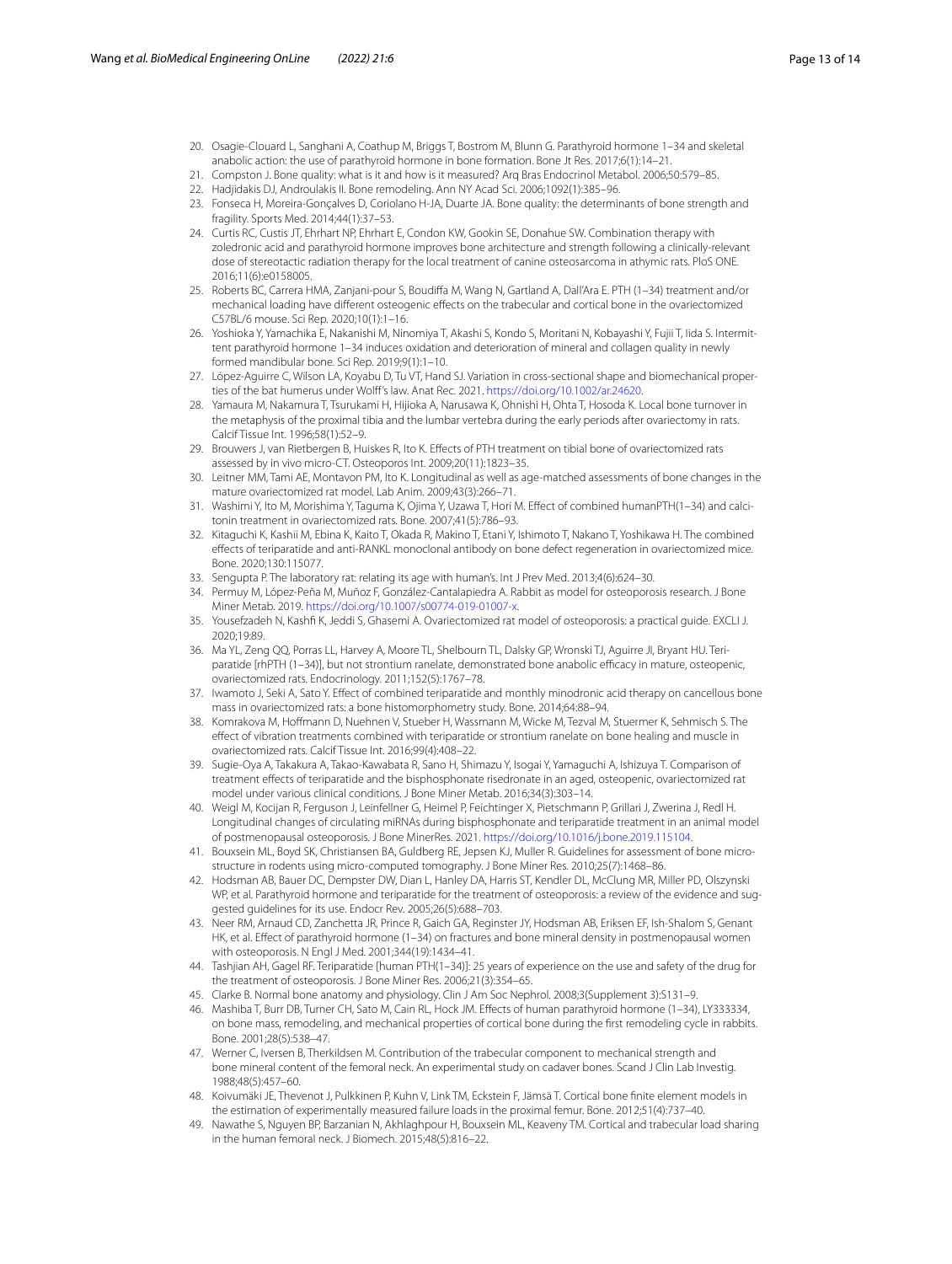20. Osagie-Clouard L, Sanghani A, Coathup M, Briggs T, Bostrom M, Blunn G. Parathyroid hormone 1–34 and skeletal anabolic action: the use of parathyroid hormone in bone formation. Bone Jt Res. 2017;6(1):14–21.
21. Compston J. Bone quality: what is it and how is it measured? Arq Bras Endocrinol Metabol. 2006;50:579–85.
22. Hadjidakis DJ, Androulakis II. Bone remodeling. Ann NY Acad Sci. 2006;1092(1):385–96.
23. Fonseca H, Moreira-Gonçalves D, Coriolano H-JA, Duarte JA. Bone quality: the determinants of bone strength and fragility. Sports Med. 2014;44(1):37–53.
24. Curtis RC, Custis JT, Ehrhart NP, Ehrhart E, Condon KW, Gookin SE, Donahue SW. Combination therapy with zoledronic acid and parathyroid hormone improves bone architecture and strength following a clinically-relevant dose of stereotactic radiation therapy for the local treatment of canine osteosarcoma in athymic rats. PloS ONE. 2016;11(6):e0158005.
25. Roberts BC, Carrera HMA, Zanjani-pour S, Boudiffa M, Wang N, Gartland A, Dall'Ara E. PTH (1–34) treatment and/or mechanical loading have different osteogenic effects on the trabecular and cortical bone in the ovariectomized C57BL/6 mouse. Sci Rep. 2020;10(1):1–16.
26. Yoshioka Y, Yamachika E, Nakanishi M, Ninomiya T, Akashi S, Kondo S, Moritani N, Kobayashi Y, Fujii T, Iida S. Intermittent parathyroid hormone 1–34 induces oxidation and deterioration of mineral and collagen quality in newly formed mandibular bone. Sci Rep. 2019;9(1):1–10.
27. López-Aguirre C, Wilson LA, Koyabu D, Tu VT, Hand SJ. Variation in cross-sectional shape and biomechanical properties of the bat humerus under Wolff's law. Anat Rec. 2021. https://doi.org/10.1002/ar.24620.
28. Yamaura M, Nakamura T, Tsurukami H, Hijioka A, Narusawa K, Ohnishi H, Ohta T, Hosoda K. Local bone turnover in the metaphysis of the proximal tibia and the lumbar vertebra during the early periods after ovariectomy in rats. Calcif Tissue Int. 1996;58(1):52–9.
29. Brouwers J, van Rietbergen B, Huiskes R, Ito K. Effects of PTH treatment on tibial bone of ovariectomized rats assessed by in vivo micro-CT. Osteoporos Int. 2009;20(11):1823–35.
30. Leitner MM, Tami AE, Montavon PM, Ito K. Longitudinal as well as age-matched assessments of bone changes in the mature ovariectomized rat model. Lab Anim. 2009;43(3):266–71.
31. Washimi Y, Ito M, Morishima Y, Taguma K, Ojima Y, Uzawa T, Hori M. Effect of combined humanPTH(1–34) and calcitonin treatment in ovariectomized rats. Bone. 2007;41(5):786–93.
32. Kitaguchi K, Kashii M, Ebina K, Kaito T, Okada R, Makino T, Etani Y, Ishimoto T, Nakano T, Yoshikawa H. The combined effects of teriparatide and anti-RANKL monoclonal antibody on bone defect regeneration in ovariectomized mice. Bone. 2020;130:115077.
33. Sengupta P. The laboratory rat: relating its age with human's. Int J Prev Med. 2013;4(6):624–30.
34. Permuy M, López-Peña M, Muñoz F, González-Cantalapiedra A. Rabbit as model for osteoporosis research. J Bone Miner Metab. 2019. https://doi.org/10.1007/s00774-019-01007-x.
35. Yousefzadeh N, Kashfi K, Jeddi S, Ghasemi A. Ovariectomized rat model of osteoporosis: a practical guide. EXCLI J. 2020;19:89.
36. Ma YL, Zeng QQ, Porras LL, Harvey A, Moore TL, Shelbourn TL, Dalsky GP, Wronski TJ, Aguirre JI, Bryant HU. Teriparatide [rhPTH (1–34)], but not strontium ranelate, demonstrated bone anabolic efficacy in mature, osteopenic, ovariectomized rats. Endocrinology. 2011;152(5):1767–78.
37. Iwamoto J, Seki A, Sato Y. Effect of combined teriparatide and monthly minodronic acid therapy on cancellous bone mass in ovariectomized rats: a bone histomorphometry study. Bone. 2014;64:88–94.
38. Komrakova M, Hoffmann D, Nuehnen V, Stueber H, Wassmann M, Wicke M, Tezval M, Stuermer K, Sehmisch S. The effect of vibration treatments combined with teriparatide or strontium ranelate on bone healing and muscle in ovariectomized rats. Calcif Tissue Int. 2016;99(4):408–22.
39. Sugie-Oya A, Takakura A, Takao-Kawabata R, Sano H, Shimazu Y, Isogai Y, Yamaguchi A, Ishizuya T. Comparison of treatment effects of teriparatide and the bisphosphonate risedronate in an aged, osteopenic, ovariectomized rat model under various clinical conditions. J Bone Miner Metab. 2016;34(3):303–14.
40. Weigl M, Kocijan R, Ferguson J, Leinfellner G, Heimel P, Feichtinger X, Pietschmann P, Grillari J, Zwerina J, Redl H. Longitudinal changes of circulating miRNAs during bisphosphonate and teriparatide treatment in an animal model of postmenopausal osteoporosis. J Bone MinerRes. 2021. https://doi.org/10.1016/j.bone.2019.115104.
41. Bouxsein ML, Boyd SK, Christiansen BA, Guldberg RE, Jepsen KJ, Muller R. Guidelines for assessment of bone microstructure in rodents using micro-computed tomography. J Bone Miner Res. 2010;25(7):1468–86.
42. Hodsman AB, Bauer DC, Dempster DW, Dian L, Hanley DA, Harris ST, Kendler DL, McClung MR, Miller PD, Olszynski WP, et al. Parathyroid hormone and teriparatide for the treatment of osteoporosis: a review of the evidence and suggested guidelines for its use. Endocr Rev. 2005;26(5):688–703.
43. Neer RM, Arnaud CD, Zanchetta JR, Prince R, Gaich GA, Reginster JY, Hodsman AB, Eriksen EF, Ish-Shalom S, Genant HK, et al. Effect of parathyroid hormone (1–34) on fractures and bone mineral density in postmenopausal women with osteoporosis. N Engl J Med. 2001;344(19):1434–41.
44. Tashjian AH, Gagel RF. Teriparatide [human PTH(1–34)]: 25 years of experience on the use and safety of the drug for the treatment of osteoporosis. J Bone Miner Res. 2006;21(3):354–65.
45. Clarke B. Normal bone anatomy and physiology. Clin J Am Soc Nephrol. 2008;3(Supplement 3):S131–9.
46. Mashiba T, Burr DB, Turner CH, Sato M, Cain RL, Hock JM. Effects of human parathyroid hormone (1–34), LY333334, on bone mass, remodeling, and mechanical properties of cortical bone during the first remodeling cycle in rabbits. Bone. 2001;28(5):538–47.
47. Werner C, Iversen B, Therkildsen M. Contribution of the trabecular component to mechanical strength and bone mineral content of the femoral neck. An experimental study on cadaver bones. Scand J Clin Lab Investig. 1988;48(5):457–60.
48. Koivumäki JE, Thevenot J, Pulkkinen P, Kuhn V, Link TM, Eckstein F, Jämsä T. Cortical bone finite element models in the estimation of experimentally measured failure loads in the proximal femur. Bone. 2012;51(4):737–40.
49. Nawathe S, Nguyen BP, Barzanian N, Akhlaghpour H, Bouxsein ML, Keaveny TM. Cortical and trabecular load sharing in the human femoral neck. J Biomech. 2015;48(5):816–22.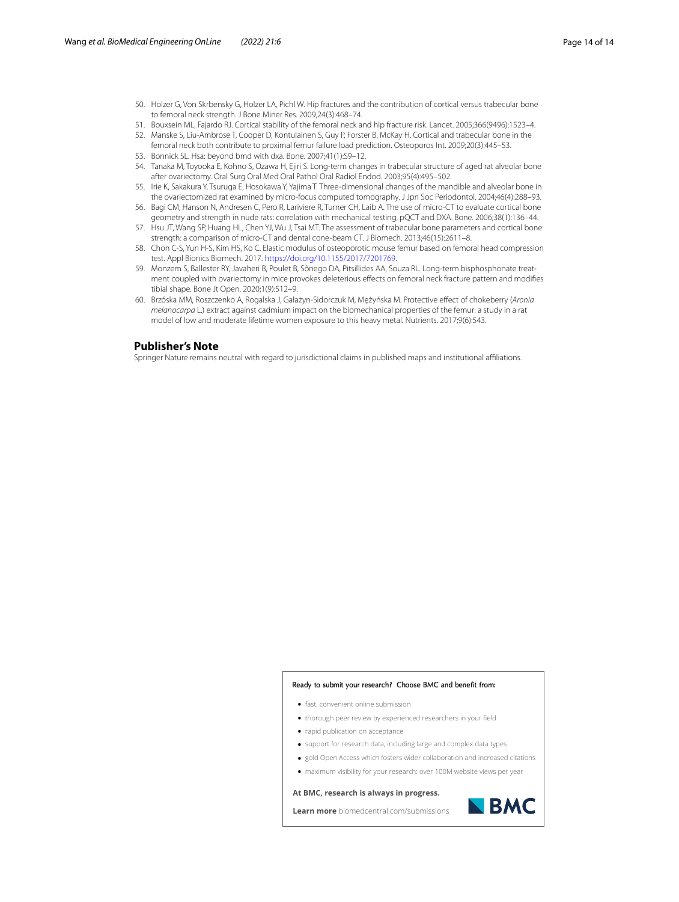50. Holzer G, Von Skrbensky G, Holzer LA, Pichl W. Hip fractures and the contribution of cortical versus trabecular bone to femoral neck strength. J Bone Miner Res. 2009;24(3):468–74.
51. Bouxsein ML, Fajardo RJ. Cortical stability of the femoral neck and hip fracture risk. Lancet. 2005;366(9496):1523–4.
52. Manske S, Liu-Ambrose T, Cooper D, Kontulainen S, Guy P, Forster B, McKay H. Cortical and trabecular bone in the femoral neck both contribute to proximal femur failure load prediction. Osteoporos Int. 2009;20(3):445–53.
53. Bonnick SL. Hsa: beyond bmd with dxa. Bone. 2007;41(1):S9–12.
54. Tanaka M, Toyooka E, Kohno S, Ozawa H, Ejiri S. Long-term changes in trabecular structure of aged rat alveolar bone after ovariectomy. Oral Surg Oral Med Oral Pathol Oral Radiol Endod. 2003;95(4):495–502.
55. Irie K, Sakakura Y, Tsuruga E, Hosokawa Y, Yajima T. Three-dimensional changes of the mandible and alveolar bone in the ovariectomized rat examined by micro-focus computed tomography. J Jpn Soc Periodontol. 2004;46(4):288–93.
56. Bagi CM, Hanson N, Andresen C, Pero R, Lariviere R, Turner CH, Laib A. The use of micro-CT to evaluate cortical bone geometry and strength in nude rats: correlation with mechanical testing, pQCT and DXA. Bone. 2006;38(1):136–44.
57. Hsu JT, Wang SP, Huang HL, Chen YJ, Wu J, Tsai MT. The assessment of trabecular bone parameters and cortical bone strength: a comparison of micro-CT and dental cone-beam CT. J Biomech. 2013;46(15):2611–8.
58. Chon C-S, Yun H-S, Kim HS, Ko C. Elastic modulus of osteoporotic mouse femur based on femoral head compression test. Appl Bionics Biomech. 2017. https://doi.org/10.1155/2017/7201769.
59. Monzem S, Ballester RY, Javaheri B, Poulet B, Sônego DA, Pitsillides AA, Souza RL. Long-term bisphosphonate treatment coupled with ovariectomy in mice provokes deleterious effects on femoral neck fracture pattern and modifies tibial shape. Bone Jt Open. 2020;1(9):512–9.
60. Brzóska MM, Roszczenko A, Rogalska J, Gałażyn-Sidorczuk M, Mężyńska M. Protective effect of chokeberry (*Aronia melanocarpa* L.) extract against cadmium impact on the biomechanical properties of the femur: a study in a rat model of low and moderate lifetime women exposure to this heavy metal. Nutrients. 2017;9(6):543.

## Publisher's Note

Springer Nature remains neutral with regard to jurisdictional claims in published maps and institutional affiliations.

Ready to submit your research? Choose BMC and benefit from:

- fast, convenient online submission
- thorough peer review by experienced researchers in your field
- rapid publication on acceptance
- support for research data, including large and complex data types
- gold Open Access which fosters wider collaboration and increased citations
- maximum visibility for your research: over 100M website views per year

**At BMC, research is always in progress.**

**Learn more** biomedcentral.com/submissions

BMC